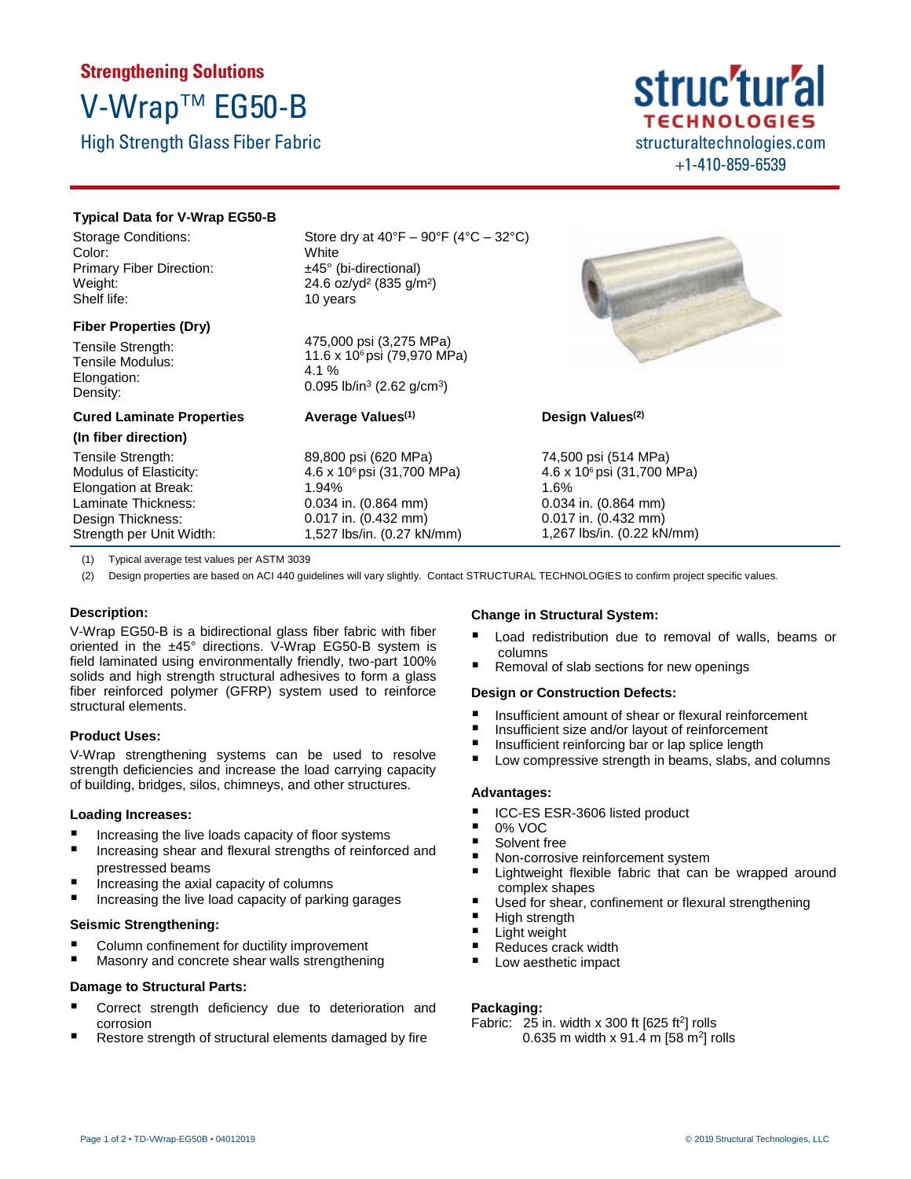**Strengthening Solutions**

# V-Wrap™ EG50-B

## High Strength Glass Fiber Fabric

struc'tur'al TECHNOLOGIES
structuraltechnologies.com
+1-410-859-6539

### Typical Data for V-Wrap EG50-B

| | |
|---|---|
| Storage Conditions: | Store dry at 40°F – 90°F (4°C – 32°C) |
| Color: | White |
| Primary Fiber Direction: | ±45° (bi-directional) |
| Weight: | 24.6 oz/yd² (835 g/m²) |
| Shelf life: | 10 years |

### Fiber Properties (Dry)

| | |
|---|---|
| Tensile Strength: | 475,000 psi (3,275 MPa) |
| Tensile Modulus: | 11.6 x $10^6$ psi (79,970 MPa) |
| Elongation: | 4.1 % |
| Density: | 0.095 lb/in³ (2.62 g/cm³) |

| Cured Laminate Properties (In fiber direction) | Average Values(1) | Design Values(2) |
|---|---|---|
| Tensile Strength: | 89,800 psi (620 MPa) | 74,500 psi (514 MPa) |
| Modulus of Elasticity: | 4.6 x $10^6$ psi (31,700 MPa) | 4.6 x $10^6$ psi (31,700 MPa) |
| Elongation at Break: | 1.94% | 1.6% |
| Laminate Thickness: | 0.034 in. (0.864 mm) | 0.034 in. (0.864 mm) |
| Design Thickness: | 0.017 in. (0.432 mm) | 0.017 in. (0.432 mm) |
| Strength per Unit Width: | 1,527 lbs/in. (0.27 kN/mm) | 1,267 lbs/in. (0.22 kN/mm) |

(1) Typical average test values per ASTM 3039

(2) Design properties are based on ACI 440 guidelines will vary slightly. Contact STRUCTURAL TECHNOLOGIES to confirm project specific values.

### Description:

V-Wrap EG50-B is a bidirectional glass fiber fabric with fiber oriented in the ±45° directions. V-Wrap EG50-B system is field laminated using environmentally friendly, two-part 100% solids and high strength structural adhesives to form a glass fiber reinforced polymer (GFRP) system used to reinforce structural elements.

### Product Uses:

V-Wrap strengthening systems can be used to resolve strength deficiencies and increase the load carrying capacity of building, bridges, silos, chimneys, and other structures.

### Loading Increases:

- Increasing the live loads capacity of floor systems
- Increasing shear and flexural strengths of reinforced and prestressed beams
- Increasing the axial capacity of columns
- Increasing the live load capacity of parking garages

### Seismic Strengthening:

- Column confinement for ductility improvement
- Masonry and concrete shear walls strengthening

### Damage to Structural Parts:

- Correct strength deficiency due to deterioration and corrosion
- Restore strength of structural elements damaged by fire

### Change in Structural System:

- Load redistribution due to removal of walls, beams or columns
- Removal of slab sections for new openings

### Design or Construction Defects:

- Insufficient amount of shear or flexural reinforcement
- Insufficient size and/or layout of reinforcement
- Insufficient reinforcing bar or lap splice length
- Low compressive strength in beams, slabs, and columns

### Advantages:

- ICC-ES ESR-3606 listed product
- 0% VOC
- Solvent free
- Non-corrosive reinforcement system
- Lightweight flexible fabric that can be wrapped around complex shapes
- Used for shear, confinement or flexural strengthening
- High strength
- Light weight
- Reduces crack width
- Low aesthetic impact

### Packaging:

Fabric: 25 in. width x 300 ft [625 ft²] rolls
0.635 m width x 91.4 m [58 m²] rolls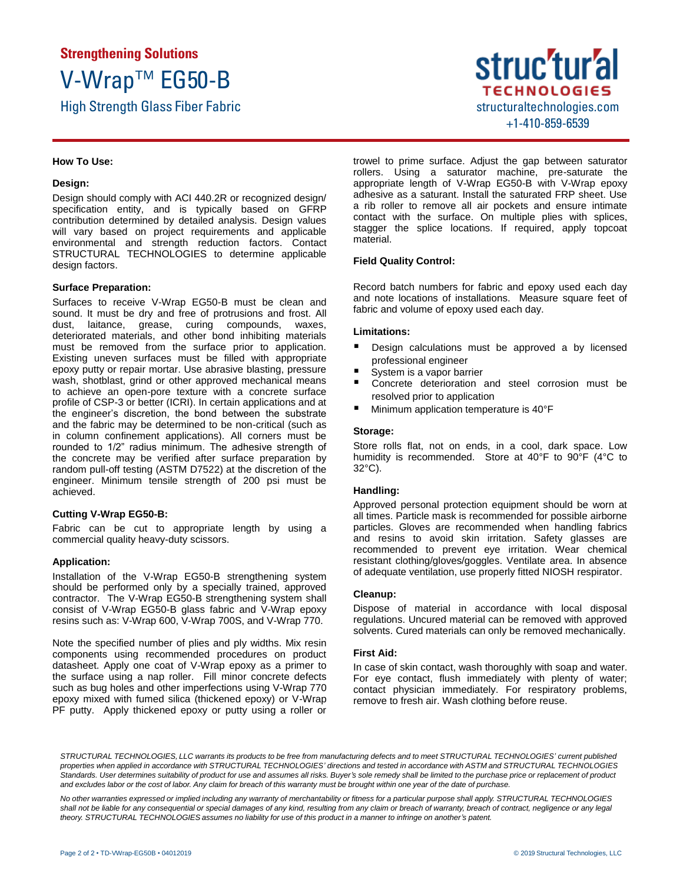## Strengthening Solutions

# V-Wrap™ EG50-B

High Strength Glass Fiber Fabric

struc'tur'al TECHNOLOGIES
structuraltechnologies.com
+1-410-859-6539

**How To Use:**

**Design:**

Design should comply with ACI 440.2R or recognized design/ specification entity, and is typically based on GFRP contribution determined by detailed analysis. Design values will vary based on project requirements and applicable environmental and strength reduction factors. Contact STRUCTURAL TECHNOLOGIES to determine applicable design factors.

**Surface Preparation:**

Surfaces to receive V-Wrap EG50-B must be clean and sound. It must be dry and free of protrusions and frost. All dust, laitance, grease, curing compounds, waxes, deteriorated materials, and other bond inhibiting materials must be removed from the surface prior to application. Existing uneven surfaces must be filled with appropriate epoxy putty or repair mortar. Use abrasive blasting, pressure wash, shotblast, grind or other approved mechanical means to achieve an open-pore texture with a concrete surface profile of CSP-3 or better (ICRI). In certain applications and at the engineer's discretion, the bond between the substrate and the fabric may be determined to be non-critical (such as in column confinement applications). All corners must be rounded to 1/2" radius minimum. The adhesive strength of the concrete may be verified after surface preparation by random pull-off testing (ASTM D7522) at the discretion of the engineer. Minimum tensile strength of 200 psi must be achieved.

**Cutting V-Wrap EG50-B:**

Fabric can be cut to appropriate length by using a commercial quality heavy-duty scissors.

**Application:**

Installation of the V-Wrap EG50-B strengthening system should be performed only by a specially trained, approved contractor. The V-Wrap EG50-B strengthening system shall consist of V-Wrap EG50-B glass fabric and V-Wrap epoxy resins such as: V-Wrap 600, V-Wrap 700S, and V-Wrap 770.

Note the specified number of plies and ply widths. Mix resin components using recommended procedures on product datasheet. Apply one coat of V-Wrap epoxy as a primer to the surface using a nap roller. Fill minor concrete defects such as bug holes and other imperfections using V-Wrap 770 epoxy mixed with fumed silica (thickened epoxy) or V-Wrap PF putty. Apply thickened epoxy or putty using a roller or trowel to prime surface. Adjust the gap between saturator rollers. Using a saturator machine, pre-saturate the appropriate length of V-Wrap EG50-B with V-Wrap epoxy adhesive as a saturant. Install the saturated FRP sheet. Use a rib roller to remove all air pockets and ensure intimate contact with the surface. On multiple plies with splices, stagger the splice locations. If required, apply topcoat material.

**Field Quality Control:**

Record batch numbers for fabric and epoxy used each day and note locations of installations. Measure square feet of fabric and volume of epoxy used each day.

**Limitations:**

- Design calculations must be approved a by licensed professional engineer
- System is a vapor barrier
- Concrete deterioration and steel corrosion must be resolved prior to application
- Minimum application temperature is 40°F

**Storage:**

Store rolls flat, not on ends, in a cool, dark space. Low humidity is recommended. Store at 40°F to 90°F (4°C to 32°C).

**Handling:**

Approved personal protection equipment should be worn at all times. Particle mask is recommended for possible airborne particles. Gloves are recommended when handling fabrics and resins to avoid skin irritation. Safety glasses are recommended to prevent eye irritation. Wear chemical resistant clothing/gloves/goggles. Ventilate area. In absence of adequate ventilation, use properly fitted NIOSH respirator.

**Cleanup:**

Dispose of material in accordance with local disposal regulations. Uncured material can be removed with approved solvents. Cured materials can only be removed mechanically.

**First Aid:**

In case of skin contact, wash thoroughly with soap and water. For eye contact, flush immediately with plenty of water; contact physician immediately. For respiratory problems, remove to fresh air. Wash clothing before reuse.

*STRUCTURAL TECHNOLOGIES, LLC warrants its products to be free from manufacturing defects and to meet STRUCTURAL TECHNOLOGIES' current published properties when applied in accordance with STRUCTURAL TECHNOLOGIES' directions and tested in accordance with ASTM and STRUCTURAL TECHNOLOGIES Standards. User determines suitability of product for use and assumes all risks. Buyer's sole remedy shall be limited to the purchase price or replacement of product and excludes labor or the cost of labor. Any claim for breach of this warranty must be brought within one year of the date of purchase.*

*No other warranties expressed or implied including any warranty of merchantability or fitness for a particular purpose shall apply. STRUCTURAL TECHNOLOGIES shall not be liable for any consequential or special damages of any kind, resulting from any claim or breach of warranty, breach of contract, negligence or any legal theory. STRUCTURAL TECHNOLOGIES assumes no liability for use of this product in a manner to infringe on another's patent.*

TD-VWrap-EG50B • 04012019

© 2019 Structural Technologies, LLC